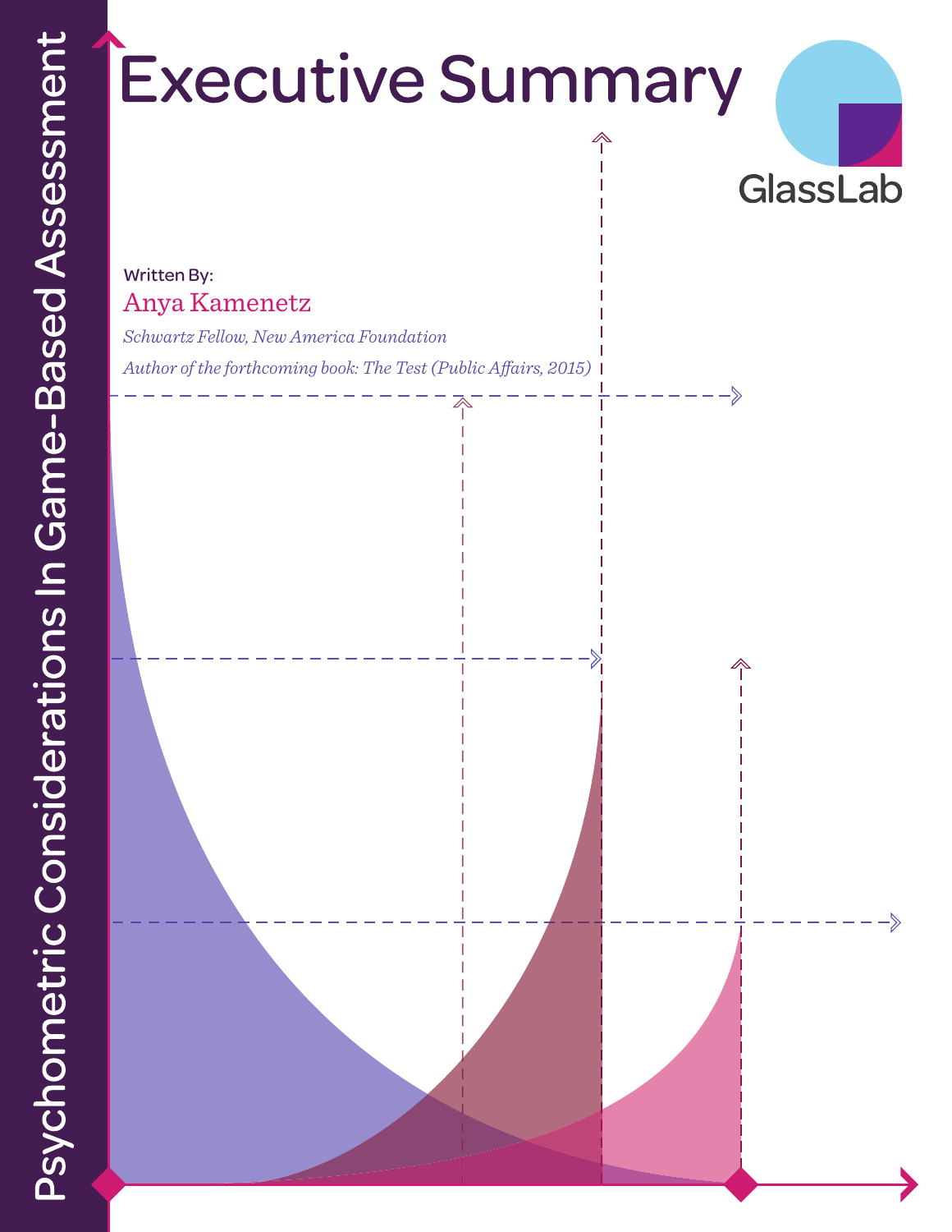# Psychometric Considerations In Game-Based Assessment

# Executive Summary

GlassLab

Written By:

Anya Kamenetz

*Schwartz Fellow, New America Foundation*

*Author of the forthcoming book: The Test (Public Affairs, 2015)*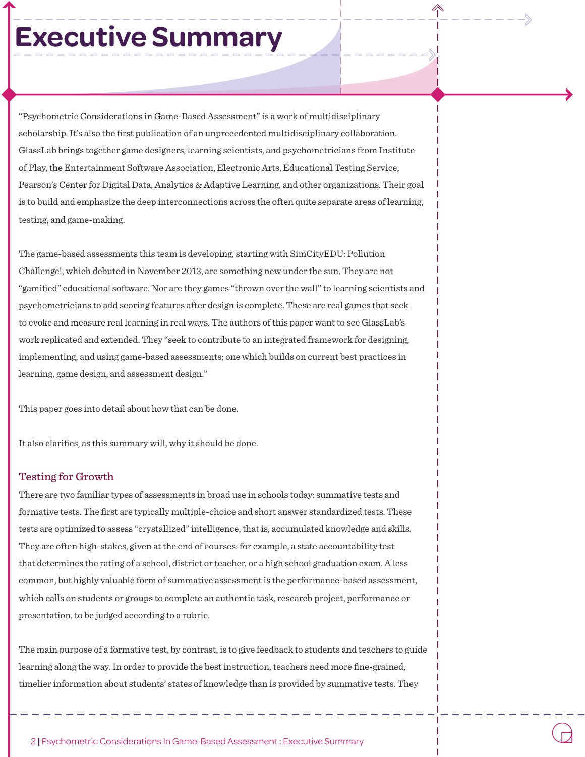# Executive Summary

"Psychometric Considerations in Game-Based Assessment" is a work of multidisciplinary scholarship. It's also the first publication of an unprecedented multidisciplinary collaboration. GlassLab brings together game designers, learning scientists, and psychometricians from Institute of Play, the Entertainment Software Association, Electronic Arts, Educational Testing Service, Pearson's Center for Digital Data, Analytics & Adaptive Learning, and other organizations. Their goal is to build and emphasize the deep interconnections across the often quite separate areas of learning, testing, and game-making.

The game-based assessments this team is developing, starting with SimCityEDU: Pollution Challenge!, which debuted in November 2013, are something new under the sun. They are not "gamified" educational software. Nor are they games "thrown over the wall" to learning scientists and psychometricians to add scoring features after design is complete. These are real games that seek to evoke and measure real learning in real ways. The authors of this paper want to see GlassLab's work replicated and extended. They "seek to contribute to an integrated framework for designing, implementing, and using game-based assessments; one which builds on current best practices in learning, game design, and assessment design."

This paper goes into detail about how that can be done.

It also clarifies, as this summary will, why it should be done.

## Testing for Growth

There are two familiar types of assessments in broad use in schools today: summative tests and formative tests. The first are typically multiple-choice and short answer standardized tests. These tests are optimized to assess "crystallized" intelligence, that is, accumulated knowledge and skills. They are often high-stakes, given at the end of courses: for example, a state accountability test that determines the rating of a school, district or teacher, or a high school graduation exam. A less common, but highly valuable form of summative assessment is the performance-based assessment, which calls on students or groups to complete an authentic task, research project, performance or presentation, to be judged according to a rubric.

The main purpose of a formative test, by contrast, is to give feedback to students and teachers to guide learning along the way. In order to provide the best instruction, teachers need more fine-grained, timelier information about students' states of knowledge than is provided by summative tests. They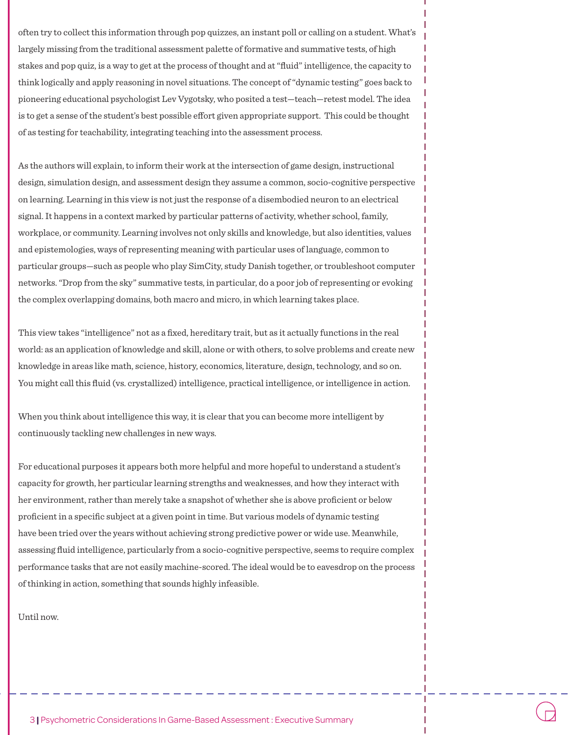often try to collect this information through pop quizzes, an instant poll or calling on a student. What's largely missing from the traditional assessment palette of formative and summative tests, of high stakes and pop quiz, is a way to get at the process of thought and at "fluid" intelligence, the capacity to think logically and apply reasoning in novel situations. The concept of "dynamic testing" goes back to pioneering educational psychologist Lev Vygotsky, who posited a test—teach—retest model. The idea is to get a sense of the student's best possible effort given appropriate support. This could be thought of as testing for teachability, integrating teaching into the assessment process.

As the authors will explain, to inform their work at the intersection of game design, instructional design, simulation design, and assessment design they assume a common, socio-cognitive perspective on learning. Learning in this view is not just the response of a disembodied neuron to an electrical signal. It happens in a context marked by particular patterns of activity, whether school, family, workplace, or community. Learning involves not only skills and knowledge, but also identities, values and epistemologies, ways of representing meaning with particular uses of language, common to particular groups—such as people who play SimCity, study Danish together, or troubleshoot computer networks. "Drop from the sky" summative tests, in particular, do a poor job of representing or evoking the complex overlapping domains, both macro and micro, in which learning takes place.

This view takes "intelligence" not as a fixed, hereditary trait, but as it actually functions in the real world: as an application of knowledge and skill, alone or with others, to solve problems and create new knowledge in areas like math, science, history, economics, literature, design, technology, and so on. You might call this fluid (vs. crystallized) intelligence, practical intelligence, or intelligence in action.

When you think about intelligence this way, it is clear that you can become more intelligent by continuously tackling new challenges in new ways.

For educational purposes it appears both more helpful and more hopeful to understand a student's capacity for growth, her particular learning strengths and weaknesses, and how they interact with her environment, rather than merely take a snapshot of whether she is above proficient or below proficient in a specific subject at a given point in time. But various models of dynamic testing have been tried over the years without achieving strong predictive power or wide use. Meanwhile, assessing fluid intelligence, particularly from a socio-cognitive perspective, seems to require complex performance tasks that are not easily machine-scored. The ideal would be to eavesdrop on the process of thinking in action, something that sounds highly infeasible.

Until now.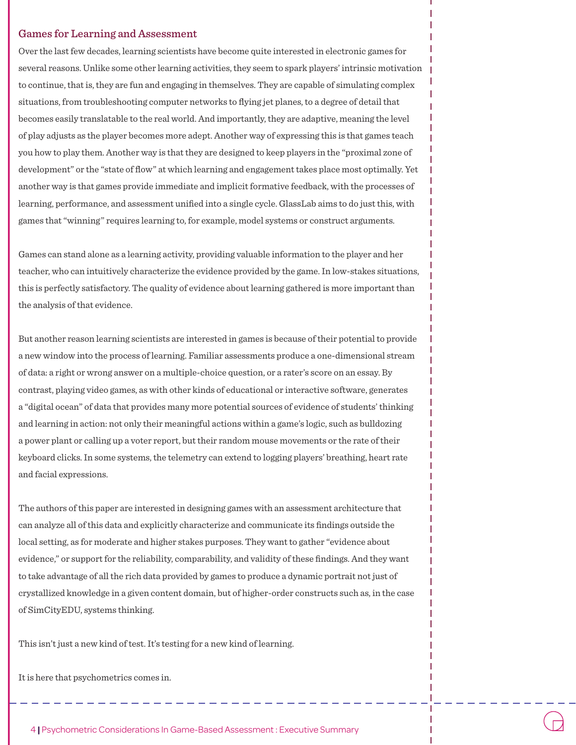## Games for Learning and Assessment

Over the last few decades, learning scientists have become quite interested in electronic games for several reasons. Unlike some other learning activities, they seem to spark players' intrinsic motivation to continue, that is, they are fun and engaging in themselves. They are capable of simulating complex situations, from troubleshooting computer networks to flying jet planes, to a degree of detail that becomes easily translatable to the real world. And importantly, they are adaptive, meaning the level of play adjusts as the player becomes more adept. Another way of expressing this is that games teach you how to play them. Another way is that they are designed to keep players in the "proximal zone of development" or the "state of flow" at which learning and engagement takes place most optimally. Yet another way is that games provide immediate and implicit formative feedback, with the processes of learning, performance, and assessment unified into a single cycle. GlassLab aims to do just this, with games that "winning" requires learning to, for example, model systems or construct arguments.

Games can stand alone as a learning activity, providing valuable information to the player and her teacher, who can intuitively characterize the evidence provided by the game. In low-stakes situations, this is perfectly satisfactory. The quality of evidence about learning gathered is more important than the analysis of that evidence.

But another reason learning scientists are interested in games is because of their potential to provide a new window into the process of learning. Familiar assessments produce a one-dimensional stream of data: a right or wrong answer on a multiple-choice question, or a rater's score on an essay. By contrast, playing video games, as with other kinds of educational or interactive software, generates a "digital ocean" of data that provides many more potential sources of evidence of students' thinking and learning in action: not only their meaningful actions within a game's logic, such as bulldozing a power plant or calling up a voter report, but their random mouse movements or the rate of their keyboard clicks. In some systems, the telemetry can extend to logging players' breathing, heart rate and facial expressions.

The authors of this paper are interested in designing games with an assessment architecture that can analyze all of this data and explicitly characterize and communicate its findings outside the local setting, as for moderate and higher stakes purposes. They want to gather "evidence about evidence," or support for the reliability, comparability, and validity of these findings. And they want to take advantage of all the rich data provided by games to produce a dynamic portrait not just of crystallized knowledge in a given content domain, but of higher-order constructs such as, in the case of SimCityEDU, systems thinking.

This isn't just a new kind of test. It's testing for a new kind of learning.

It is here that psychometrics comes in.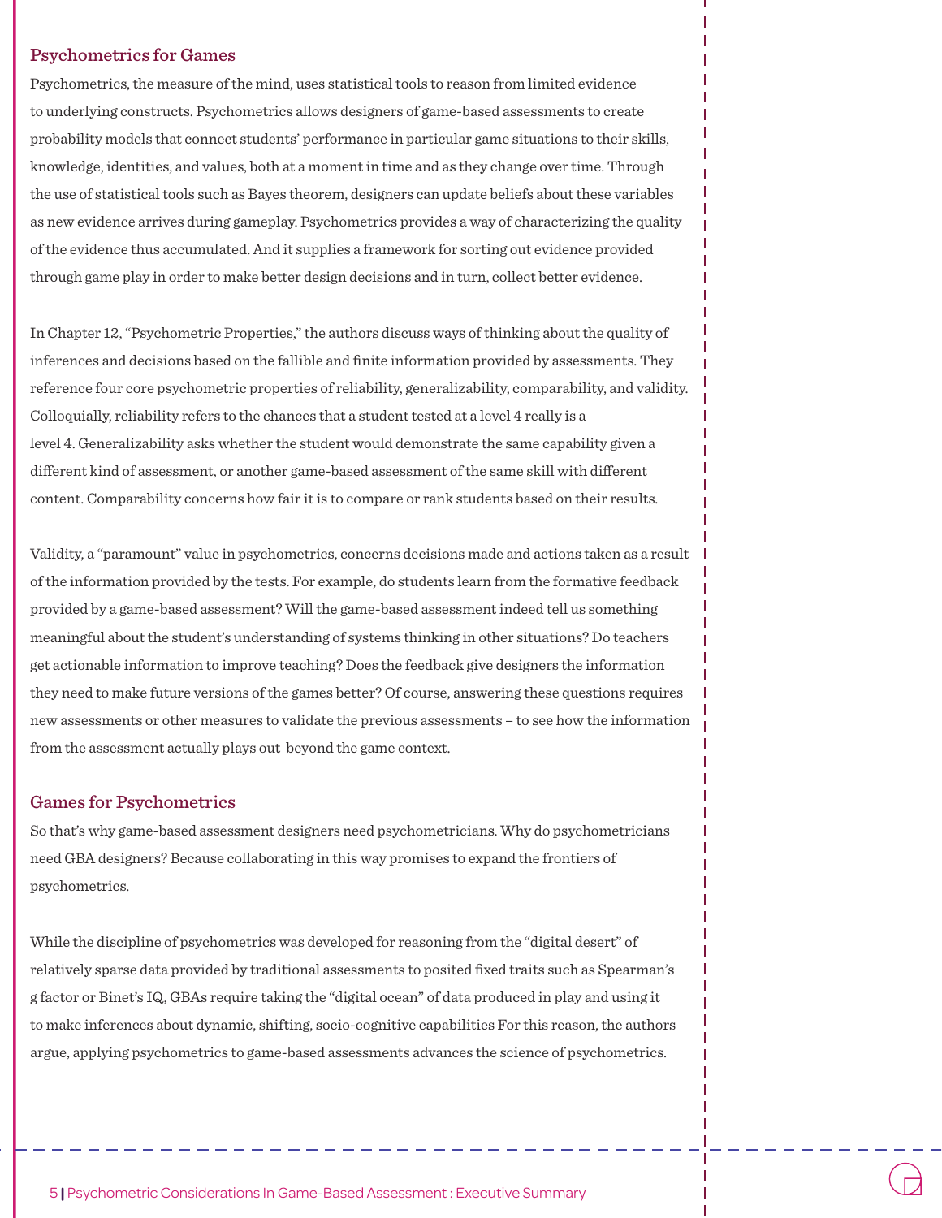## Psychometrics for Games

Psychometrics, the measure of the mind, uses statistical tools to reason from limited evidence to underlying constructs. Psychometrics allows designers of game-based assessments to create probability models that connect students' performance in particular game situations to their skills, knowledge, identities, and values, both at a moment in time and as they change over time. Through the use of statistical tools such as Bayes theorem, designers can update beliefs about these variables as new evidence arrives during gameplay. Psychometrics provides a way of characterizing the quality of the evidence thus accumulated. And it supplies a framework for sorting out evidence provided through game play in order to make better design decisions and in turn, collect better evidence.

In Chapter 12, "Psychometric Properties," the authors discuss ways of thinking about the quality of inferences and decisions based on the fallible and finite information provided by assessments. They reference four core psychometric properties of reliability, generalizability, comparability, and validity. Colloquially, reliability refers to the chances that a student tested at a level 4 really is a level 4. Generalizability asks whether the student would demonstrate the same capability given a different kind of assessment, or another game-based assessment of the same skill with different content. Comparability concerns how fair it is to compare or rank students based on their results.

Validity, a "paramount" value in psychometrics, concerns decisions made and actions taken as a result of the information provided by the tests. For example, do students learn from the formative feedback provided by a game-based assessment? Will the game-based assessment indeed tell us something meaningful about the student's understanding of systems thinking in other situations? Do teachers get actionable information to improve teaching? Does the feedback give designers the information they need to make future versions of the games better? Of course, answering these questions requires new assessments or other measures to validate the previous assessments – to see how the information from the assessment actually plays out beyond the game context.

## Games for Psychometrics

So that's why game-based assessment designers need psychometricians. Why do psychometricians need GBA designers? Because collaborating in this way promises to expand the frontiers of psychometrics.

While the discipline of psychometrics was developed for reasoning from the "digital desert" of relatively sparse data provided by traditional assessments to posited fixed traits such as Spearman's g factor or Binet's IQ, GBAs require taking the "digital ocean" of data produced in play and using it to make inferences about dynamic, shifting, socio-cognitive capabilities For this reason, the authors argue, applying psychometrics to game-based assessments advances the science of psychometrics.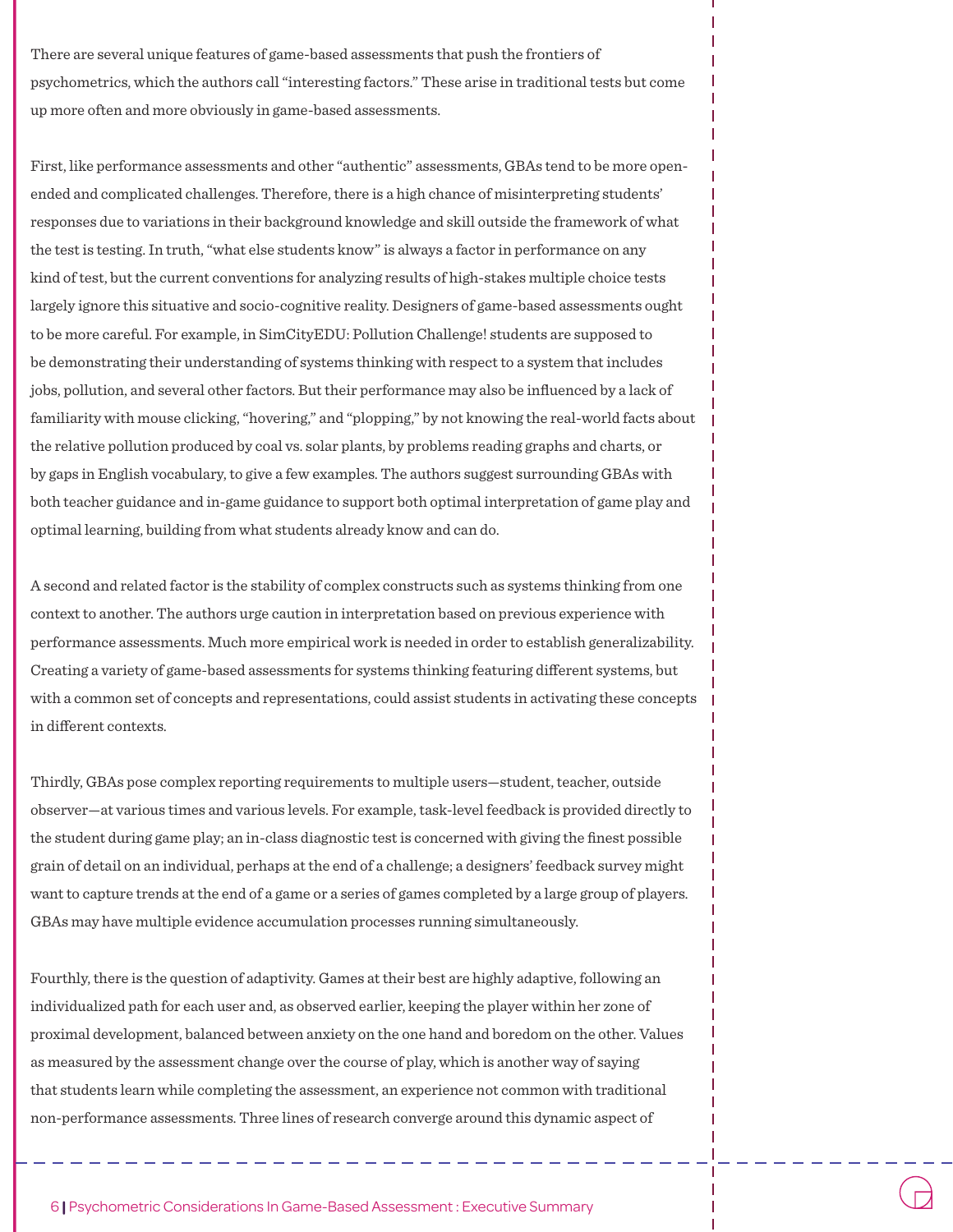There are several unique features of game-based assessments that push the frontiers of psychometrics, which the authors call "interesting factors." These arise in traditional tests but come up more often and more obviously in game-based assessments.

First, like performance assessments and other "authentic" assessments, GBAs tend to be more open-ended and complicated challenges. Therefore, there is a high chance of misinterpreting students' responses due to variations in their background knowledge and skill outside the framework of what the test is testing. In truth, "what else students know" is always a factor in performance on any kind of test, but the current conventions for analyzing results of high-stakes multiple choice tests largely ignore this situative and socio-cognitive reality. Designers of game-based assessments ought to be more careful. For example, in SimCityEDU: Pollution Challenge! students are supposed to be demonstrating their understanding of systems thinking with respect to a system that includes jobs, pollution, and several other factors. But their performance may also be influenced by a lack of familiarity with mouse clicking, "hovering," and "plopping," by not knowing the real-world facts about the relative pollution produced by coal vs. solar plants, by problems reading graphs and charts, or by gaps in English vocabulary, to give a few examples. The authors suggest surrounding GBAs with both teacher guidance and in-game guidance to support both optimal interpretation of game play and optimal learning, building from what students already know and can do.

A second and related factor is the stability of complex constructs such as systems thinking from one context to another. The authors urge caution in interpretation based on previous experience with performance assessments. Much more empirical work is needed in order to establish generalizability. Creating a variety of game-based assessments for systems thinking featuring different systems, but with a common set of concepts and representations, could assist students in activating these concepts in different contexts.

Thirdly, GBAs pose complex reporting requirements to multiple users—student, teacher, outside observer—at various times and various levels. For example, task-level feedback is provided directly to the student during game play; an in-class diagnostic test is concerned with giving the finest possible grain of detail on an individual, perhaps at the end of a challenge; a designers' feedback survey might want to capture trends at the end of a game or a series of games completed by a large group of players. GBAs may have multiple evidence accumulation processes running simultaneously.

Fourthly, there is the question of adaptivity. Games at their best are highly adaptive, following an individualized path for each user and, as observed earlier, keeping the player within her zone of proximal development, balanced between anxiety on the one hand and boredom on the other. Values as measured by the assessment change over the course of play, which is another way of saying that students learn while completing the assessment, an experience not common with traditional non-performance assessments. Three lines of research converge around this dynamic aspect of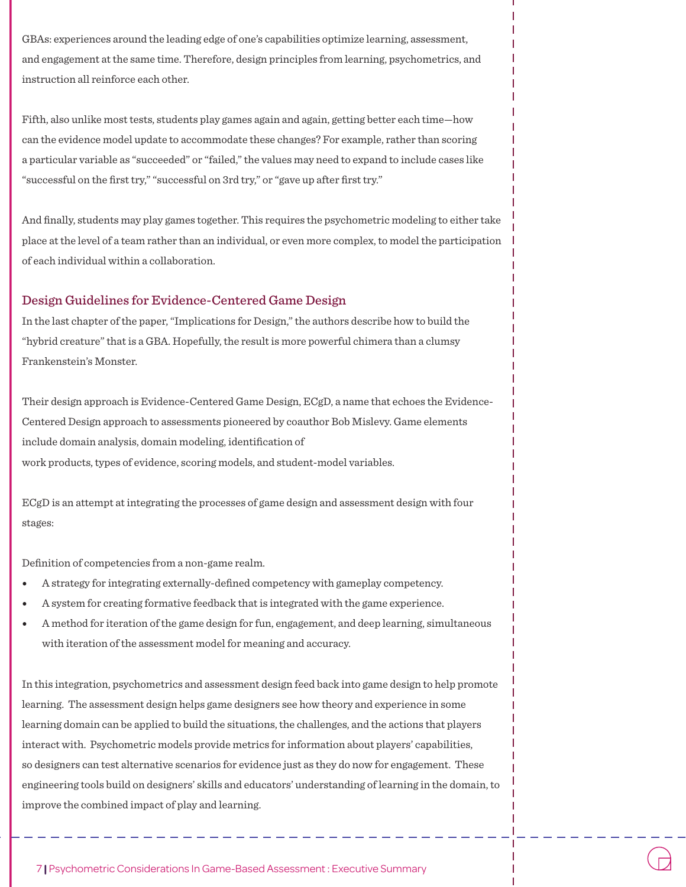GBAs: experiences around the leading edge of one's capabilities optimize learning, assessment, and engagement at the same time. Therefore, design principles from learning, psychometrics, and instruction all reinforce each other.

Fifth, also unlike most tests, students play games again and again, getting better each time—how can the evidence model update to accommodate these changes? For example, rather than scoring a particular variable as "succeeded" or "failed," the values may need to expand to include cases like "successful on the first try," "successful on 3rd try," or "gave up after first try."

And finally, students may play games together. This requires the psychometric modeling to either take place at the level of a team rather than an individual, or even more complex, to model the participation of each individual within a collaboration.

## Design Guidelines for Evidence-Centered Game Design

In the last chapter of the paper, "Implications for Design," the authors describe how to build the "hybrid creature" that is a GBA. Hopefully, the result is more powerful chimera than a clumsy Frankenstein's Monster.

Their design approach is Evidence-Centered Game Design, ECgD, a name that echoes the Evidence-Centered Design approach to assessments pioneered by coauthor Bob Mislevy. Game elements include domain analysis, domain modeling, identification of work products, types of evidence, scoring models, and student-model variables.

ECgD is an attempt at integrating the processes of game design and assessment design with four stages:

Definition of competencies from a non-game realm.

- A strategy for integrating externally-defined competency with gameplay competency.
- A system for creating formative feedback that is integrated with the game experience.
- A method for iteration of the game design for fun, engagement, and deep learning, simultaneous with iteration of the assessment model for meaning and accuracy.

In this integration, psychometrics and assessment design feed back into game design to help promote learning. The assessment design helps game designers see how theory and experience in some learning domain can be applied to build the situations, the challenges, and the actions that players interact with. Psychometric models provide metrics for information about players' capabilities, so designers can test alternative scenarios for evidence just as they do now for engagement. These engineering tools build on designers' skills and educators' understanding of learning in the domain, to improve the combined impact of play and learning.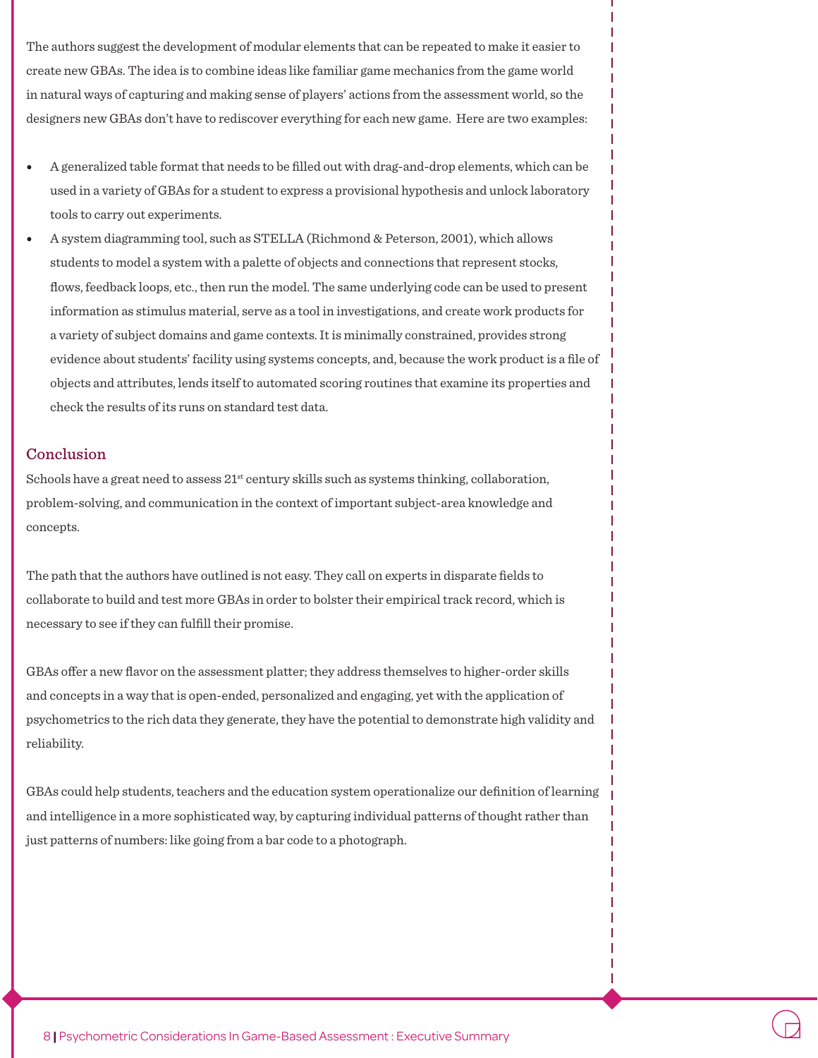The authors suggest the development of modular elements that can be repeated to make it easier to create new GBAs. The idea is to combine ideas like familiar game mechanics from the game world in natural ways of capturing and making sense of players' actions from the assessment world, so the designers new GBAs don't have to rediscover everything for each new game. Here are two examples:

- A generalized table format that needs to be filled out with drag-and-drop elements, which can be used in a variety of GBAs for a student to express a provisional hypothesis and unlock laboratory tools to carry out experiments.
- A system diagramming tool, such as STELLA (Richmond & Peterson, 2001), which allows students to model a system with a palette of objects and connections that represent stocks, flows, feedback loops, etc., then run the model. The same underlying code can be used to present information as stimulus material, serve as a tool in investigations, and create work products for a variety of subject domains and game contexts. It is minimally constrained, provides strong evidence about students' facility using systems concepts, and, because the work product is a file of objects and attributes, lends itself to automated scoring routines that examine its properties and check the results of its runs on standard test data.

## Conclusion

Schools have a great need to assess 21st century skills such as systems thinking, collaboration, problem-solving, and communication in the context of important subject-area knowledge and concepts.

The path that the authors have outlined is not easy. They call on experts in disparate fields to collaborate to build and test more GBAs in order to bolster their empirical track record, which is necessary to see if they can fulfill their promise.

GBAs offer a new flavor on the assessment platter; they address themselves to higher-order skills and concepts in a way that is open-ended, personalized and engaging, yet with the application of psychometrics to the rich data they generate, they have the potential to demonstrate high validity and reliability.

GBAs could help students, teachers and the education system operationalize our definition of learning and intelligence in a more sophisticated way, by capturing individual patterns of thought rather than just patterns of numbers: like going from a bar code to a photograph.